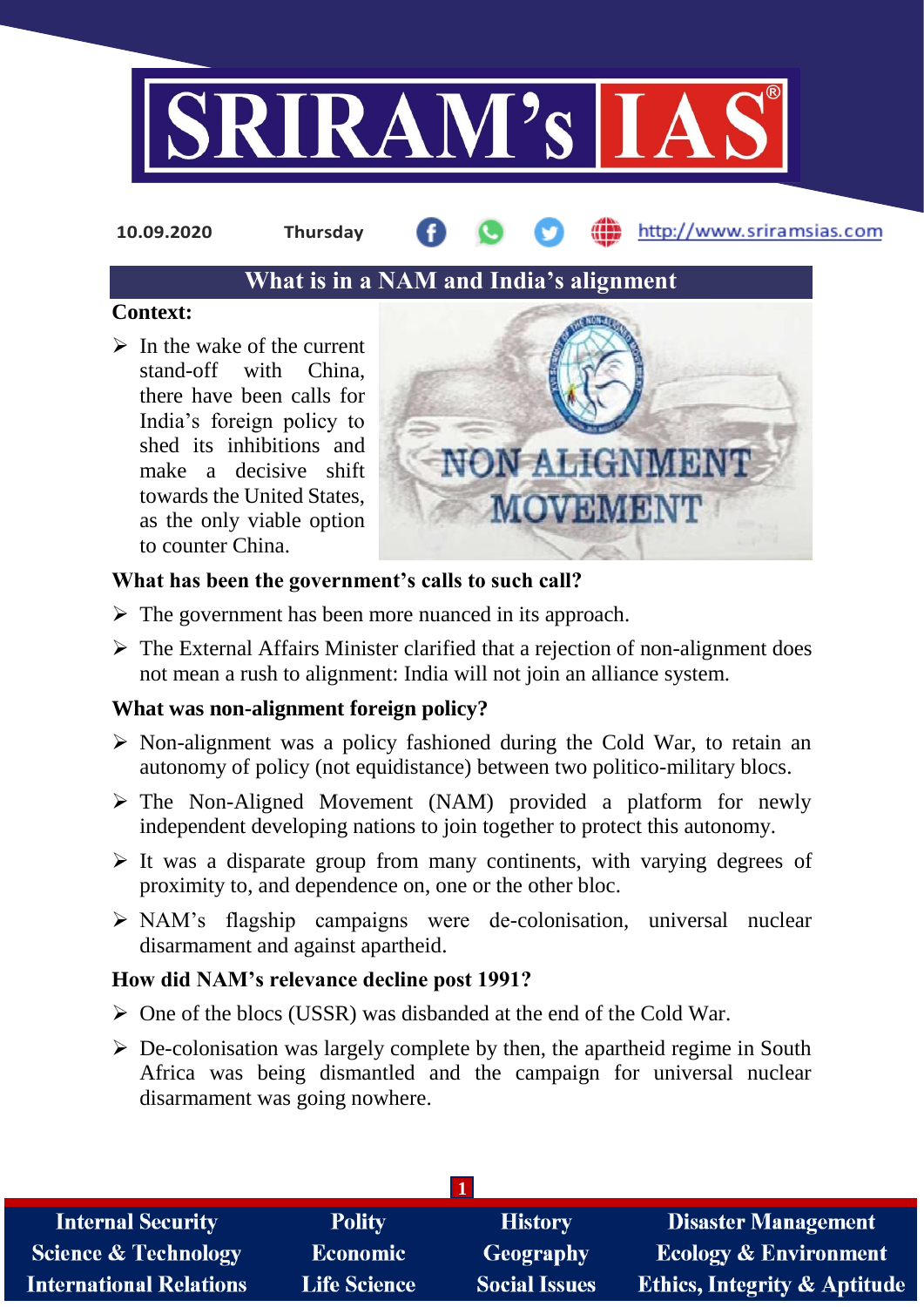10.09.2020 Thursday

# What is in a NAM and India's alignment

**Context:**

- In the wake of the current stand-off with China, there have been calls for India's foreign policy to shed its inhibitions and make a decisive shift towards the United States, as the only viable option to counter China.

**What has been the government's calls to such call?**

- The government has been more nuanced in its approach.
- The External Affairs Minister clarified that a rejection of non-alignment does not mean a rush to alignment: India will not join an alliance system.

**What was non-alignment foreign policy?**

- Non-alignment was a policy fashioned during the Cold War, to retain an autonomy of policy (not equidistance) between two politico-military blocs.
- The Non-Aligned Movement (NAM) provided a platform for newly independent developing nations to join together to protect this autonomy.
- It was a disparate group from many continents, with varying degrees of proximity to, and dependence on, one or the other bloc.
- NAM's flagship campaigns were de-colonisation, universal nuclear disarmament and against apartheid.

**How did NAM's relevance decline post 1991?**

- One of the blocs (USSR) was disbanded at the end of the Cold War.
- De-colonisation was largely complete by then, the apartheid regime in South Africa was being dismantled and the campaign for universal nuclear disarmament was going nowhere.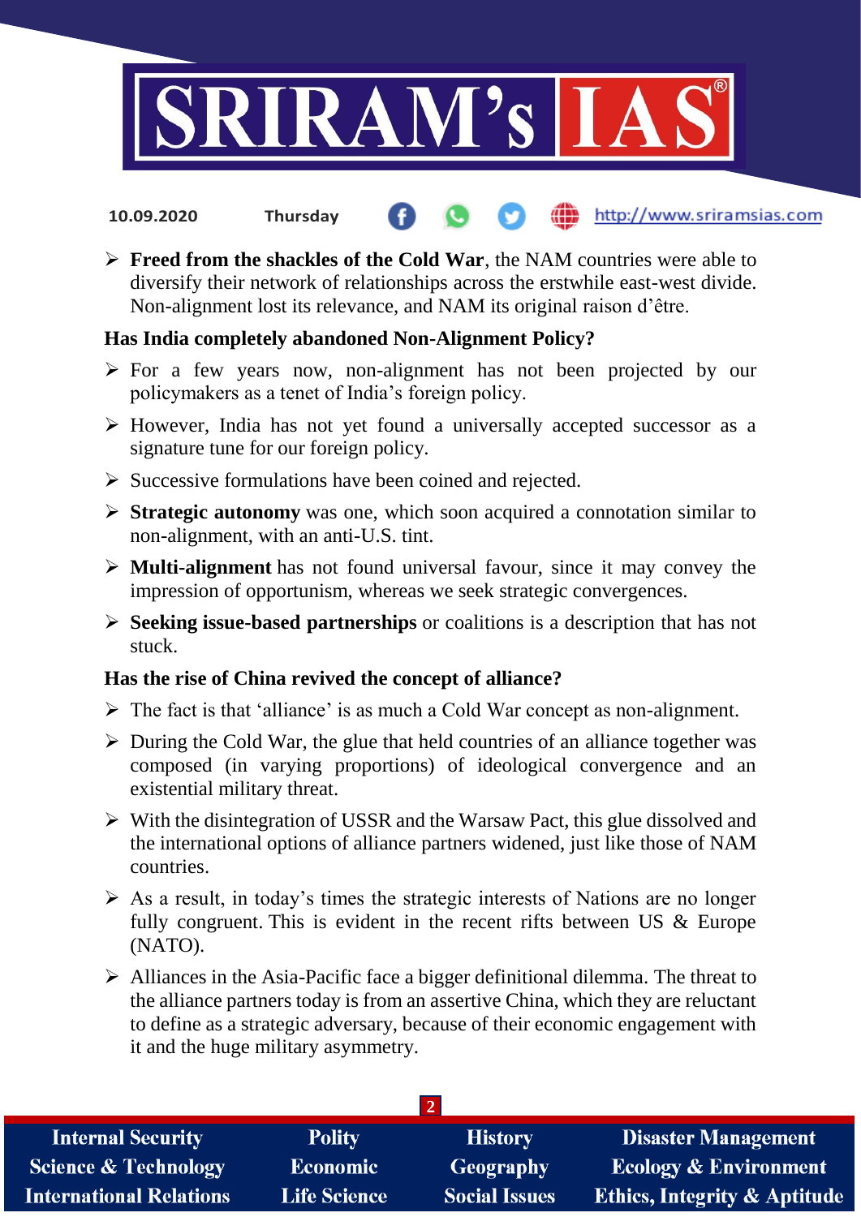- **Freed from the shackles of the Cold War**, the NAM countries were able to diversify their network of relationships across the erstwhile east-west divide. Non-alignment lost its relevance, and NAM its original raison d'être.

**Has India completely abandoned Non-Alignment Policy?**

- For a few years now, non-alignment has not been projected by our policymakers as a tenet of India's foreign policy.
- However, India has not yet found a universally accepted successor as a signature tune for our foreign policy.
- Successive formulations have been coined and rejected.
- **Strategic autonomy** was one, which soon acquired a connotation similar to non-alignment, with an anti-U.S. tint.
- **Multi-alignment** has not found universal favour, since it may convey the impression of opportunism, whereas we seek strategic convergences.
- **Seeking issue-based partnerships** or coalitions is a description that has not stuck.

**Has the rise of China revived the concept of alliance?**

- The fact is that 'alliance' is as much a Cold War concept as non-alignment.
- During the Cold War, the glue that held countries of an alliance together was composed (in varying proportions) of ideological convergence and an existential military threat.
- With the disintegration of USSR and the Warsaw Pact, this glue dissolved and the international options of alliance partners widened, just like those of NAM countries.
- As a result, in today's times the strategic interests of Nations are no longer fully congruent. This is evident in the recent rifts between US & Europe (NATO).
- Alliances in the Asia-Pacific face a bigger definitional dilemma. The threat to the alliance partners today is from an assertive China, which they are reluctant to define as a strategic adversary, because of their economic engagement with it and the huge military asymmetry.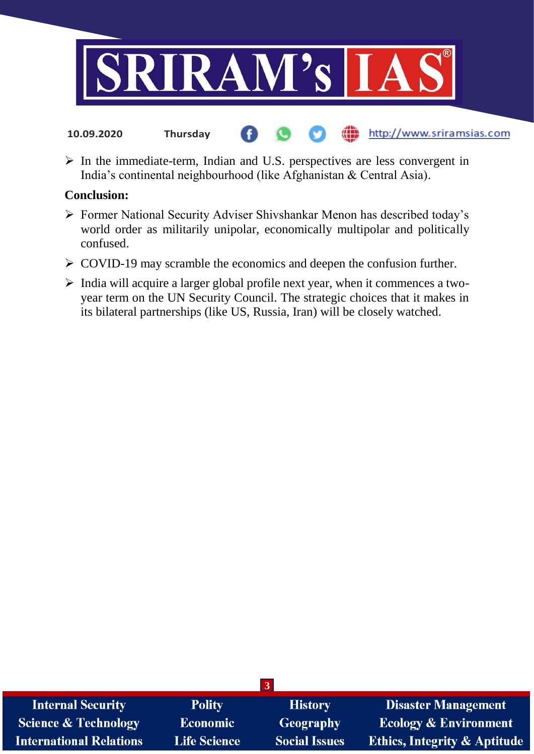- In the immediate-term, Indian and U.S. perspectives are less convergent in India's continental neighbourhood (like Afghanistan & Central Asia).

**Conclusion:**

- Former National Security Adviser Shivshankar Menon has described today's world order as militarily unipolar, economically multipolar and politically confused.
- COVID-19 may scramble the economics and deepen the confusion further.
- India will acquire a larger global profile next year, when it commences a two-year term on the UN Security Council. The strategic choices that it makes in its bilateral partnerships (like US, Russia, Iran) will be closely watched.